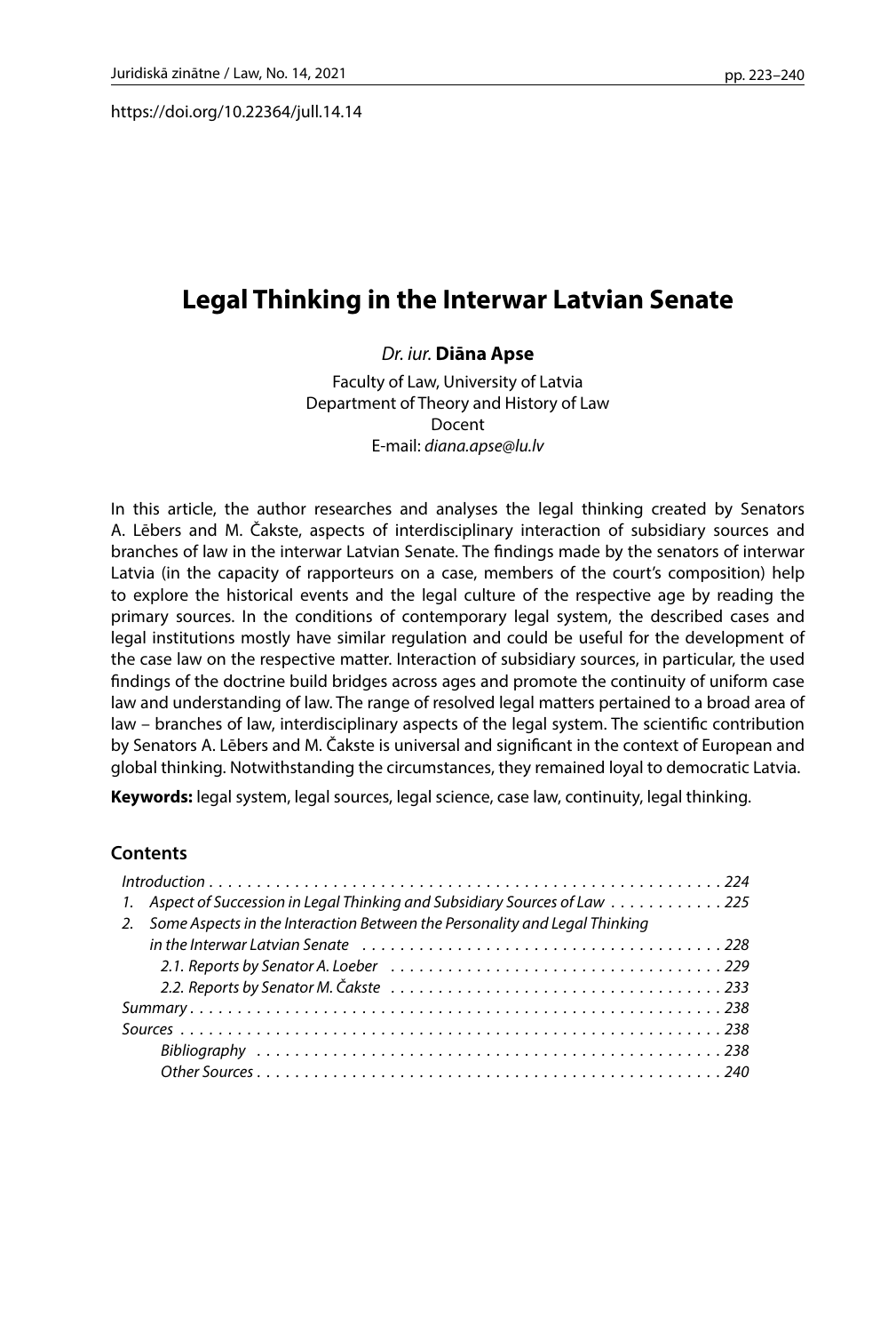https://doi.org/10.22364/jull.14.14

# Legal Thinking in the Interwar Latvian Senate

*Dr. iur.* **Diāna Apse**

Faculty of Law, University of Latvia
Department of Theory and History of Law
Docent
E-mail: *diana.apse@lu.lv*

In this article, the author researches and analyses the legal thinking created by Senators A. Lēbers and M. Čakste, aspects of interdisciplinary interaction of subsidiary sources and branches of law in the interwar Latvian Senate. The findings made by the senators of interwar Latvia (in the capacity of rapporteurs on a case, members of the court's composition) help to explore the historical events and the legal culture of the respective age by reading the primary sources. In the conditions of contemporary legal system, the described cases and legal institutions mostly have similar regulation and could be useful for the development of the case law on the respective matter. Interaction of subsidiary sources, in particular, the used findings of the doctrine build bridges across ages and promote the continuity of uniform case law and understanding of law. The range of resolved legal matters pertained to a broad area of law – branches of law, interdisciplinary aspects of the legal system. The scientific contribution by Senators A. Lēbers and M. Čakste is universal and significant in the context of European and global thinking. Notwithstanding the circumstances, they remained loyal to democratic Latvia.

**Keywords:** legal system, legal sources, legal science, case law, continuity, legal thinking.

## Contents

*Introduction* . . . . . . . . . . 224
1. *Aspect of Succession in Legal Thinking and Subsidiary Sources of Law* . . . . . . . . . . 225
2. *Some Aspects in the Interaction Between the Personality and Legal Thinking in the Interwar Latvian Senate* . . . . . . . . . . 228
   - *2.1. Reports by Senator A. Loeber* . . . . . . . . . . 229
   - *2.2. Reports by Senator M. Čakste* . . . . . . . . . . 233

*Summary* . . . . . . . . . . 238
*Sources* . . . . . . . . . . 238
   - *Bibliography* . . . . . . . . . . 238
   - *Other Sources* . . . . . . . . . . 240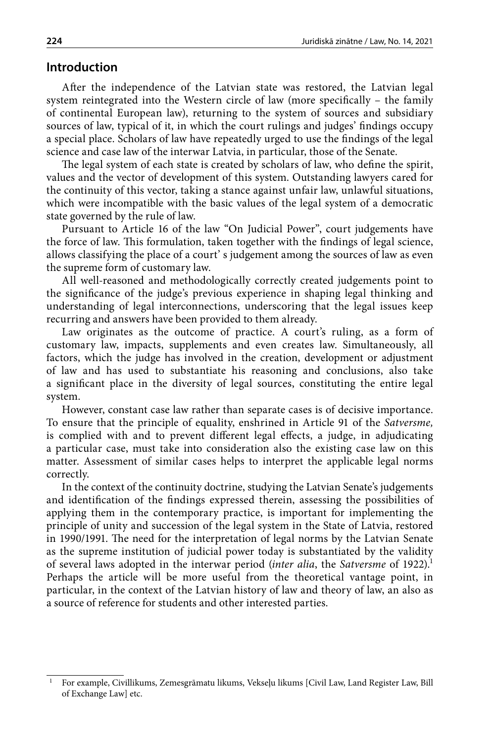## Introduction

After the independence of the Latvian state was restored, the Latvian legal system reintegrated into the Western circle of law (more specifically – the family of continental European law), returning to the system of sources and subsidiary sources of law, typical of it, in which the court rulings and judges' findings occupy a special place. Scholars of law have repeatedly urged to use the findings of the legal science and case law of the interwar Latvia, in particular, those of the Senate.

The legal system of each state is created by scholars of law, who define the spirit, values and the vector of development of this system. Outstanding lawyers cared for the continuity of this vector, taking a stance against unfair law, unlawful situations, which were incompatible with the basic values of the legal system of a democratic state governed by the rule of law.

Pursuant to Article 16 of the law "On Judicial Power", court judgements have the force of law. This formulation, taken together with the findings of legal science, allows classifying the place of a court' s judgement among the sources of law as even the supreme form of customary law.

All well-reasoned and methodologically correctly created judgements point to the significance of the judge's previous experience in shaping legal thinking and understanding of legal interconnections, underscoring that the legal issues keep recurring and answers have been provided to them already.

Law originates as the outcome of practice. A court's ruling, as a form of customary law, impacts, supplements and even creates law. Simultaneously, all factors, which the judge has involved in the creation, development or adjustment of law and has used to substantiate his reasoning and conclusions, also take a significant place in the diversity of legal sources, constituting the entire legal system.

However, constant case law rather than separate cases is of decisive importance. To ensure that the principle of equality, enshrined in Article 91 of the *Satversme,* is complied with and to prevent different legal effects, a judge, in adjudicating a particular case, must take into consideration also the existing case law on this matter. Assessment of similar cases helps to interpret the applicable legal norms correctly.

In the context of the continuity doctrine, studying the Latvian Senate's judgements and identification of the findings expressed therein, assessing the possibilities of applying them in the contemporary practice, is important for implementing the principle of unity and succession of the legal system in the State of Latvia, restored in 1990/1991. The need for the interpretation of legal norms by the Latvian Senate as the supreme institution of judicial power today is substantiated by the validity of several laws adopted in the interwar period (*inter alia*, the *Satversme* of 1922).[1] Perhaps the article will be more useful from the theoretical vantage point, in particular, in the context of the Latvian history of law and theory of law, an also as a source of reference for students and other interested parties.

---

[1] For example, Civillikums, Zemesgrāmatu likums, Vekseļu likums [Civil Law, Land Register Law, Bill of Exchange Law] etc.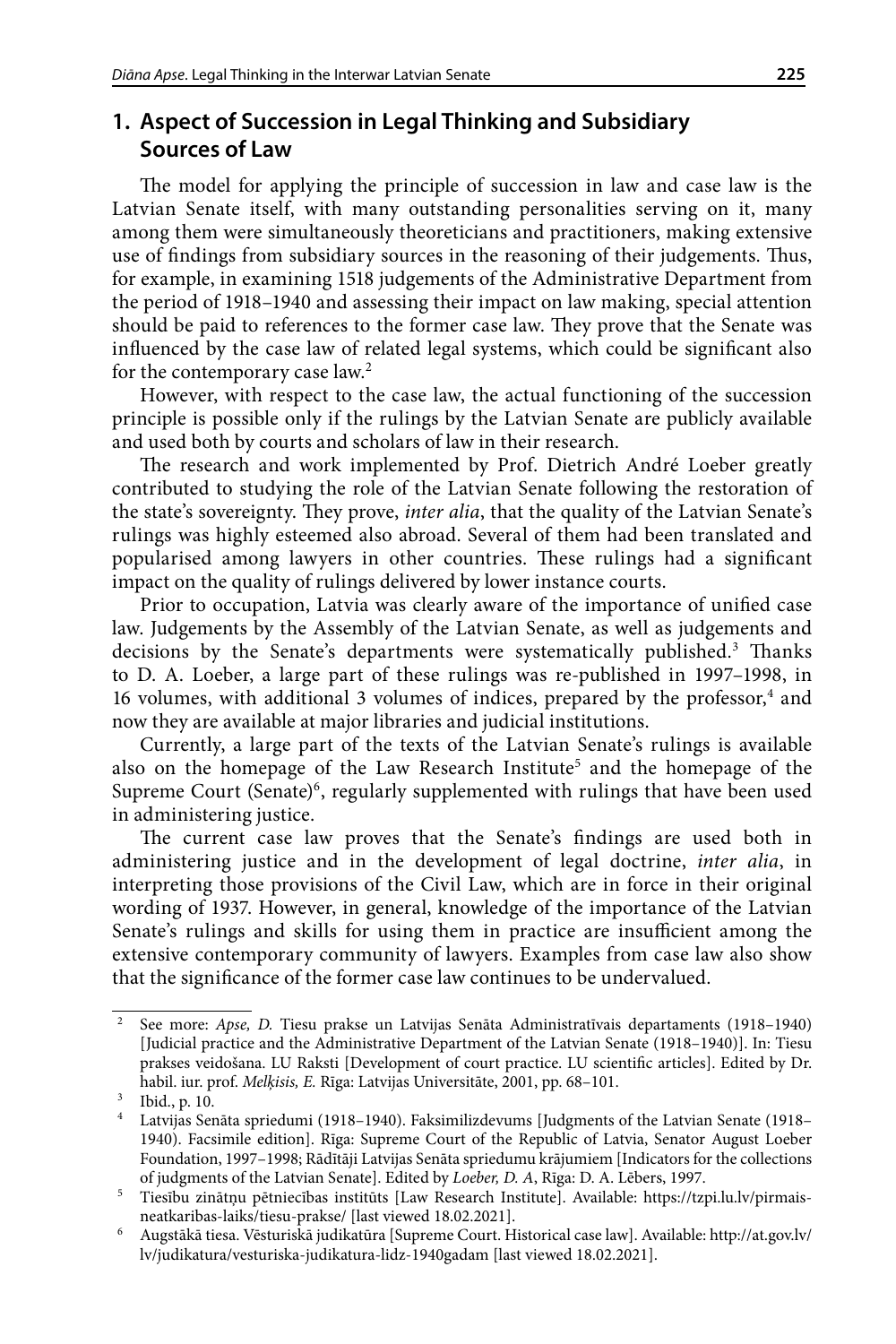## 1. Aspect of Succession in Legal Thinking and Subsidiary Sources of Law

The model for applying the principle of succession in law and case law is the Latvian Senate itself, with many outstanding personalities serving on it, many among them were simultaneously theoreticians and practitioners, making extensive use of findings from subsidiary sources in the reasoning of their judgements. Thus, for example, in examining 1518 judgements of the Administrative Department from the period of 1918–1940 and assessing their impact on law making, special attention should be paid to references to the former case law. They prove that the Senate was influenced by the case law of related legal systems, which could be significant also for the contemporary case law.[2]

However, with respect to the case law, the actual functioning of the succession principle is possible only if the rulings by the Latvian Senate are publicly available and used both by courts and scholars of law in their research.

The research and work implemented by Prof. Dietrich André Loeber greatly contributed to studying the role of the Latvian Senate following the restoration of the state's sovereignty. They prove, *inter alia*, that the quality of the Latvian Senate's rulings was highly esteemed also abroad. Several of them had been translated and popularised among lawyers in other countries. These rulings had a significant impact on the quality of rulings delivered by lower instance courts.

Prior to occupation, Latvia was clearly aware of the importance of unified case law. Judgements by the Assembly of the Latvian Senate, as well as judgements and decisions by the Senate's departments were systematically published.[3] Thanks to D. A. Loeber, a large part of these rulings was re-published in 1997–1998, in 16 volumes, with additional 3 volumes of indices, prepared by the professor,[4] and now they are available at major libraries and judicial institutions.

Currently, a large part of the texts of the Latvian Senate's rulings is available also on the homepage of the Law Research Institute[5] and the homepage of the Supreme Court (Senate)[6], regularly supplemented with rulings that have been used in administering justice.

The current case law proves that the Senate's findings are used both in administering justice and in the development of legal doctrine, *inter alia*, in interpreting those provisions of the Civil Law, which are in force in their original wording of 1937. However, in general, knowledge of the importance of the Latvian Senate's rulings and skills for using them in practice are insufficient among the extensive contemporary community of lawyers. Examples from case law also show that the significance of the former case law continues to be undervalued.

---

[2] See more: *Apse, D.* Tiesu prakse un Latvijas Senāta Administratīvais departaments (1918–1940) [Judicial practice and the Administrative Department of the Latvian Senate (1918–1940)]. In: Tiesu prakses veidošana. LU Raksti [Development of court practice. LU scientific articles]. Edited by Dr. habil. iur. prof. *Meļķisis, E.* Rīga: Latvijas Universitāte, 2001, pp. 68–101.

[3] Ibid., p. 10.

[4] Latvijas Senāta spriedumi (1918–1940). Faksimilizdevums [Judgments of the Latvian Senate (1918–1940). Facsimile edition]. Rīga: Supreme Court of the Republic of Latvia, Senator August Loeber Foundation, 1997–1998; Rādītāji Latvijas Senāta spriedumu krājumiem [Indicators for the collections of judgments of the Latvian Senate]. Edited by *Loeber, D. A*, Rīga: D. A. Lēbers, 1997.

[5] Tiesību zinātņu pētniecības institūts [Law Research Institute]. Available: https://tzpi.lu.lv/pirmais-neatkaribas-laiks/tiesu-prakse/ [last viewed 18.02.2021].

[6] Augstākā tiesa. Vēsturiskā judikatūra [Supreme Court. Historical case law]. Available: http://at.gov.lv/lv/judikatura/vesturiska-judikatura-lidz-1940gadam [last viewed 18.02.2021].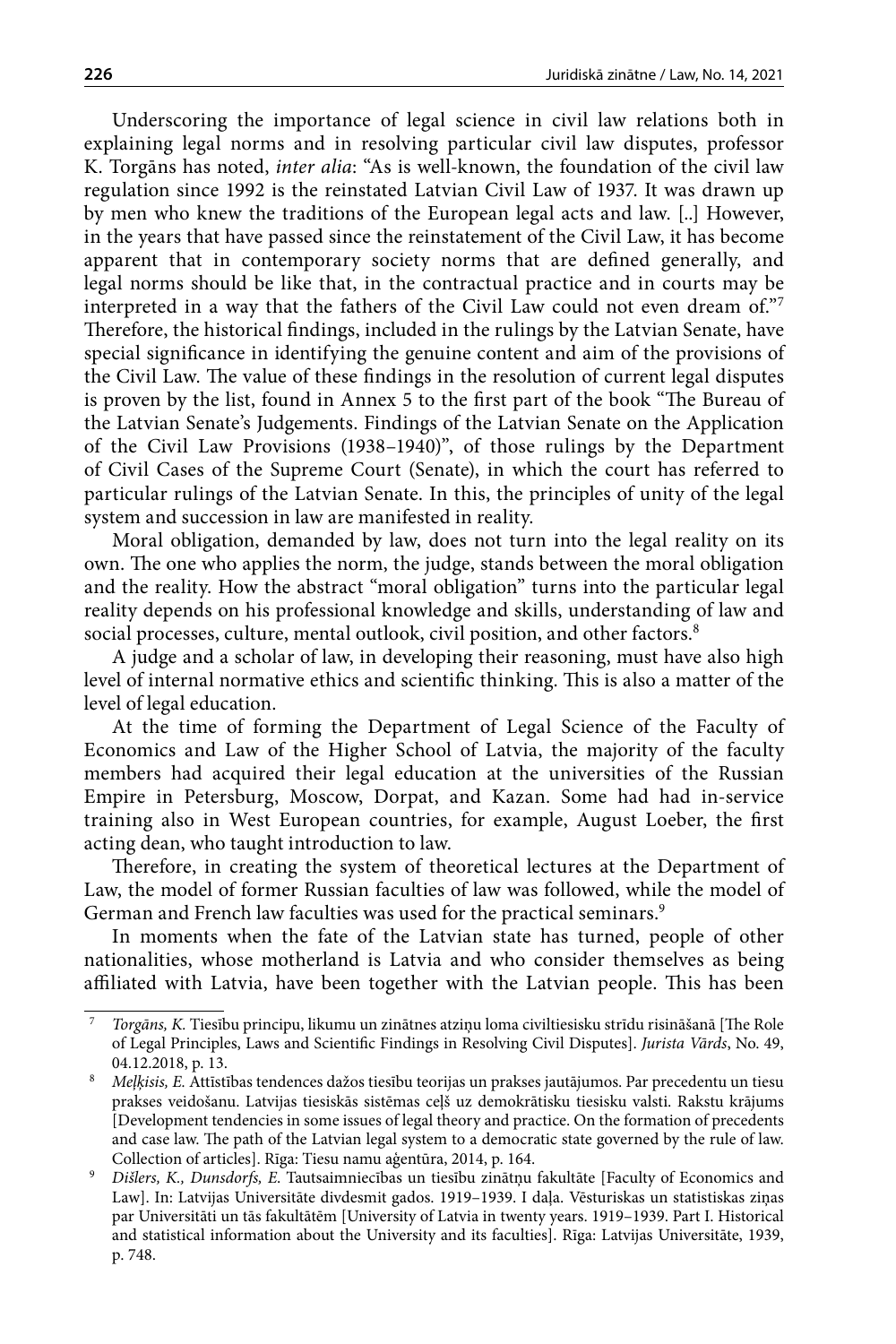Underscoring the importance of legal science in civil law relations both in explaining legal norms and in resolving particular civil law disputes, professor K. Torgāns has noted, *inter alia*: "As is well-known, the foundation of the civil law regulation since 1992 is the reinstated Latvian Civil Law of 1937. It was drawn up by men who knew the traditions of the European legal acts and law. [..] However, in the years that have passed since the reinstatement of the Civil Law, it has become apparent that in contemporary society norms that are defined generally, and legal norms should be like that, in the contractual practice and in courts may be interpreted in a way that the fathers of the Civil Law could not even dream of."[7] Therefore, the historical findings, included in the rulings by the Latvian Senate, have special significance in identifying the genuine content and aim of the provisions of the Civil Law. The value of these findings in the resolution of current legal disputes is proven by the list, found in Annex 5 to the first part of the book "The Bureau of the Latvian Senate's Judgements. Findings of the Latvian Senate on the Application of the Civil Law Provisions (1938–1940)", of those rulings by the Department of Civil Cases of the Supreme Court (Senate), in which the court has referred to particular rulings of the Latvian Senate. In this, the principles of unity of the legal system and succession in law are manifested in reality.

Moral obligation, demanded by law, does not turn into the legal reality on its own. The one who applies the norm, the judge, stands between the moral obligation and the reality. How the abstract "moral obligation" turns into the particular legal reality depends on his professional knowledge and skills, understanding of law and social processes, culture, mental outlook, civil position, and other factors.[8]

A judge and a scholar of law, in developing their reasoning, must have also high level of internal normative ethics and scientific thinking. This is also a matter of the level of legal education.

At the time of forming the Department of Legal Science of the Faculty of Economics and Law of the Higher School of Latvia, the majority of the faculty members had acquired their legal education at the universities of the Russian Empire in Petersburg, Moscow, Dorpat, and Kazan. Some had had in-service training also in West European countries, for example, August Loeber, the first acting dean, who taught introduction to law.

Therefore, in creating the system of theoretical lectures at the Department of Law, the model of former Russian faculties of law was followed, while the model of German and French law faculties was used for the practical seminars.[9]

In moments when the fate of the Latvian state has turned, people of other nationalities, whose motherland is Latvia and who consider themselves as being affiliated with Latvia, have been together with the Latvian people. This has been

---

[7] *Torgāns, K.* Tiesību principu, likumu un zinātnes atziņu loma civiltiesisku strīdu risināšanā [The Role of Legal Principles, Laws and Scientific Findings in Resolving Civil Disputes]. *Jurista Vārds*, No. 49, 04.12.2018, p. 13.

[8] *Meļķisis, E.* Attīstības tendences dažos tiesību teorijas un prakses jautājumos. Par precedentu un tiesu prakses veidošanu. Latvijas tiesiskās sistēmas ceļš uz demokrātisku tiesisku valsti. Rakstu krājums [Development tendencies in some issues of legal theory and practice. On the formation of precedents and case law. The path of the Latvian legal system to a democratic state governed by the rule of law. Collection of articles]. Rīga: Tiesu namu aģentūra, 2014, p. 164.

[9] *Dišlers, K., Dunsdorfs, E.* Tautsaimniecības un tiesību zinātņu fakultāte [Faculty of Economics and Law]. In: Latvijas Universitāte divdesmit gados. 1919–1939. I daļa. Vēsturiskas un statistiskas ziņas par Universitāti un tās fakultātēm [University of Latvia in twenty years. 1919–1939. Part I. Historical and statistical information about the University and its faculties]. Rīga: Latvijas Universitāte, 1939, p. 748.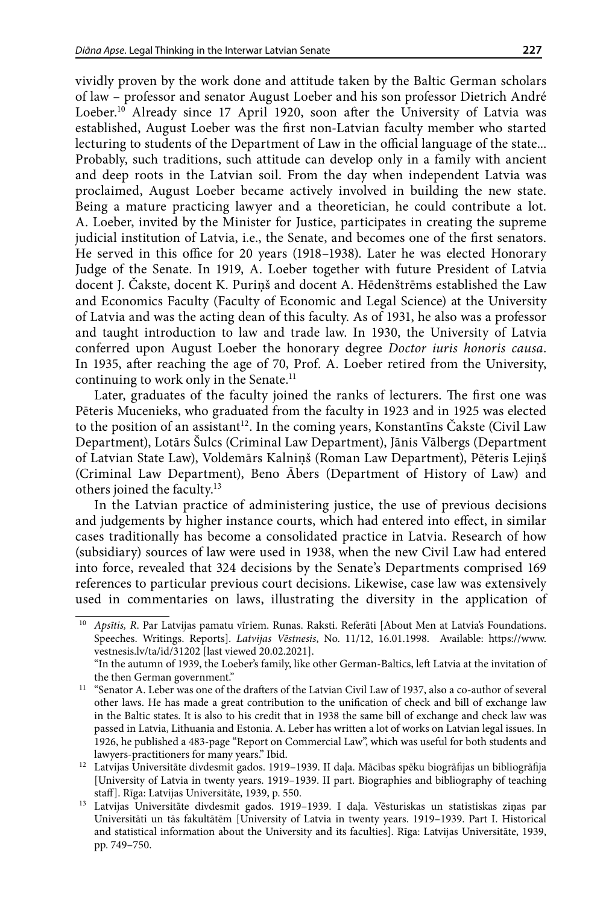vividly proven by the work done and attitude taken by the Baltic German scholars of law – professor and senator August Loeber and his son professor Dietrich André Loeber.[10] Already since 17 April 1920, soon after the University of Latvia was established, August Loeber was the first non-Latvian faculty member who started lecturing to students of the Department of Law in the official language of the state... Probably, such traditions, such attitude can develop only in a family with ancient and deep roots in the Latvian soil. From the day when independent Latvia was proclaimed, August Loeber became actively involved in building the new state. Being a mature practicing lawyer and a theoretician, he could contribute a lot. A. Loeber, invited by the Minister for Justice, participates in creating the supreme judicial institution of Latvia, i.e., the Senate, and becomes one of the first senators. He served in this office for 20 years (1918–1938). Later he was elected Honorary Judge of the Senate. In 1919, A. Loeber together with future President of Latvia docent J. Čakste, docent K. Puriņš and docent A. Hēdenštrēms established the Law and Economics Faculty (Faculty of Economic and Legal Science) at the University of Latvia and was the acting dean of this faculty. As of 1931, he also was a professor and taught introduction to law and trade law. In 1930, the University of Latvia conferred upon August Loeber the honorary degree *Doctor iuris honoris causa*. In 1935, after reaching the age of 70, Prof. A. Loeber retired from the University, continuing to work only in the Senate.[11]

Later, graduates of the faculty joined the ranks of lecturers. The first one was Pēteris Mucenieks, who graduated from the faculty in 1923 and in 1925 was elected to the position of an assistant[12]. In the coming years, Konstantīns Čakste (Civil Law Department), Lotārs Šulcs (Criminal Law Department), Jānis Vālbergs (Department of Latvian State Law), Voldemārs Kalniņš (Roman Law Department), Pēteris Lejiņš (Criminal Law Department), Beno Ābers (Department of History of Law) and others joined the faculty.[13]

In the Latvian practice of administering justice, the use of previous decisions and judgements by higher instance courts, which had entered into effect, in similar cases traditionally has become a consolidated practice in Latvia. Research of how (subsidiary) sources of law were used in 1938, when the new Civil Law had entered into force, revealed that 324 decisions by the Senate's Departments comprised 169 references to particular previous court decisions. Likewise, case law was extensively used in commentaries on laws, illustrating the diversity in the application of

---

[10] *Apsītis, R.* Par Latvijas pamatu vīriem. Runas. Raksti. Referāti [About Men at Latvia's Foundations. Speeches. Writings. Reports]. *Latvijas Vēstnesis*, No. 11/12, 16.01.1998. Available: https://www.vestnesis.lv/ta/id/31202 [last viewed 20.02.2021].
"In the autumn of 1939, the Loeber's family, like other German-Baltics, left Latvia at the invitation of the then German government."

[11] "Senator A. Leber was one of the drafters of the Latvian Civil Law of 1937, also a co-author of several other laws. He has made a great contribution to the unification of check and bill of exchange law in the Baltic states. It is also to his credit that in 1938 the same bill of exchange and check law was passed in Latvia, Lithuania and Estonia. A. Leber has written a lot of works on Latvian legal issues. In 1926, he published a 483-page "Report on Commercial Law", which was useful for both students and lawyers-practitioners for many years." Ibid.

[12] Latvijas Universitāte divdesmit gados. 1919–1939. II daļa. Mācības spēku biogrāfijas un bibliogrāfija [University of Latvia in twenty years. 1919–1939. II part. Biographies and bibliography of teaching staff]. Rīga: Latvijas Universitāte, 1939, p. 550.

[13] Latvijas Universitāte divdesmit gados. 1919–1939. I daļa. Vēsturiskas un statistiskas ziņas par Universitāti un tās fakultātēm [University of Latvia in twenty years. 1919–1939. Part I. Historical and statistical information about the University and its faculties]. Rīga: Latvijas Universitāte, 1939, pp. 749–750.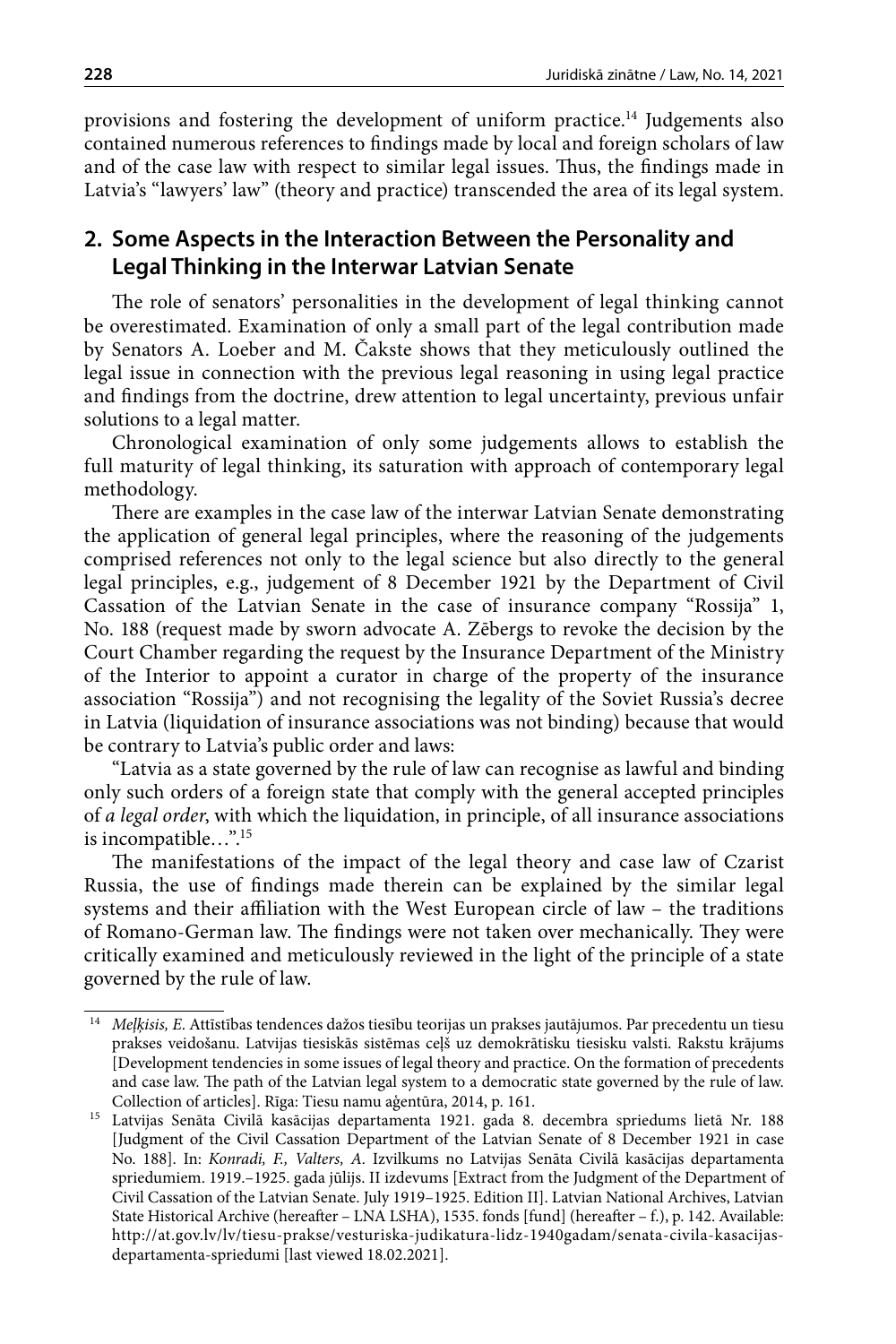provisions and fostering the development of uniform practice.[14] Judgements also contained numerous references to findings made by local and foreign scholars of law and of the case law with respect to similar legal issues. Thus, the findings made in Latvia's "lawyers' law" (theory and practice) transcended the area of its legal system.

## 2. Some Aspects in the Interaction Between the Personality and Legal Thinking in the Interwar Latvian Senate

The role of senators' personalities in the development of legal thinking cannot be overestimated. Examination of only a small part of the legal contribution made by Senators A. Loeber and M. Čakste shows that they meticulously outlined the legal issue in connection with the previous legal reasoning in using legal practice and findings from the doctrine, drew attention to legal uncertainty, previous unfair solutions to a legal matter.

Chronological examination of only some judgements allows to establish the full maturity of legal thinking, its saturation with approach of contemporary legal methodology.

There are examples in the case law of the interwar Latvian Senate demonstrating the application of general legal principles, where the reasoning of the judgements comprised references not only to the legal science but also directly to the general legal principles, e.g., judgement of 8 December 1921 by the Department of Civil Cassation of the Latvian Senate in the case of insurance company "Rossija" 1, No. 188 (request made by sworn advocate A. Zēbergs to revoke the decision by the Court Chamber regarding the request by the Insurance Department of the Ministry of the Interior to appoint a curator in charge of the property of the insurance association "Rossija") and not recognising the legality of the Soviet Russia's decree in Latvia (liquidation of insurance associations was not binding) because that would be contrary to Latvia's public order and laws:

"Latvia as a state governed by the rule of law can recognise as lawful and binding only such orders of a foreign state that comply with the general accepted principles of *a legal order*, with which the liquidation, in principle, of all insurance associations is incompatible…".[15]

The manifestations of the impact of the legal theory and case law of Czarist Russia, the use of findings made therein can be explained by the similar legal systems and their affiliation with the West European circle of law – the traditions of Romano-German law. The findings were not taken over mechanically. They were critically examined and meticulously reviewed in the light of the principle of a state governed by the rule of law.

---

[14] *Meļķisis, E.* Attīstības tendences dažos tiesību teorijas un prakses jautājumos. Par precedentu un tiesu prakses veidošanu. Latvijas tiesiskās sistēmas ceļš uz demokrātisku tiesisku valsti. Rakstu krājums [Development tendencies in some issues of legal theory and practice. On the formation of precedents and case law. The path of the Latvian legal system to a democratic state governed by the rule of law. Collection of articles]. Rīga: Tiesu namu aģentūra, 2014, p. 161.

[15] Latvijas Senāta Civilā kasācijas departamenta 1921. gada 8. decembra spriedums lietā Nr. 188 [Judgment of the Civil Cassation Department of the Latvian Senate of 8 December 1921 in case No. 188]. In: *Konradi, F., Valters, A.* Izvilkums no Latvijas Senāta Civilā kasācijas departamenta spriedumiem. 1919.–1925. gada jūlijs. II izdevums [Extract from the Judgment of the Department of Civil Cassation of the Latvian Senate. July 1919–1925. Edition II]. Latvian National Archives, Latvian State Historical Archive (hereafter – LNA LSHA), 1535. fonds [fund] (hereafter – f.), p. 142. Available: http://at.gov.lv/lv/tiesu-prakse/vesturiska-judikatura-lidz-1940gadam/senata-civila-kasacijas-departamenta-spriedumi [last viewed 18.02.2021].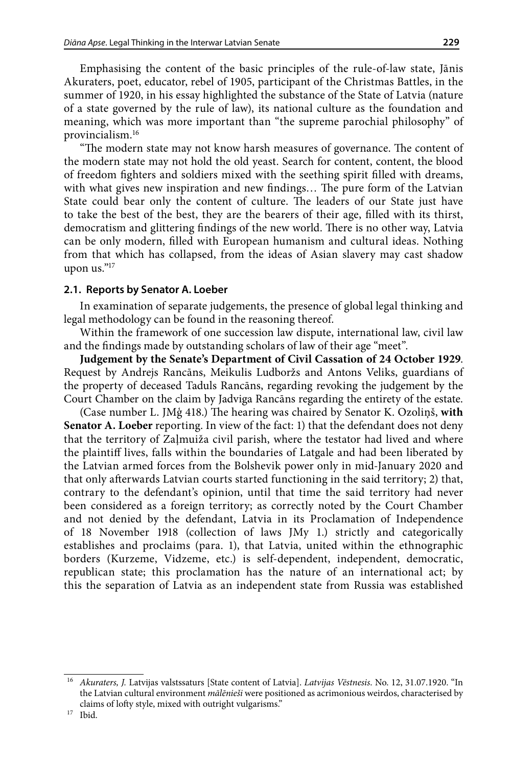Emphasising the content of the basic principles of the rule-of-law state, Jānis Akuraters, poet, educator, rebel of 1905, participant of the Christmas Battles, in the summer of 1920, in his essay highlighted the substance of the State of Latvia (nature of a state governed by the rule of law), its national culture as the foundation and meaning, which was more important than "the supreme parochial philosophy" of provincialism.[16]

"The modern state may not know harsh measures of governance. The content of the modern state may not hold the old yeast. Search for content, content, the blood of freedom fighters and soldiers mixed with the seething spirit filled with dreams, with what gives new inspiration and new findings… The pure form of the Latvian State could bear only the content of culture. The leaders of our State just have to take the best of the best, they are the bearers of their age, filled with its thirst, democratism and glittering findings of the new world. There is no other way, Latvia can be only modern, filled with European humanism and cultural ideas. Nothing from that which has collapsed, from the ideas of Asian slavery may cast shadow upon us."[17]

### 2.1. Reports by Senator A. Loeber

In examination of separate judgements, the presence of global legal thinking and legal methodology can be found in the reasoning thereof.

Within the framework of one succession law dispute, international law, civil law and the findings made by outstanding scholars of law of their age "meet".

**Judgement by the Senate's Department of Civil Cassation of 24 October 1929**. Request by Andrejs Rancāns, Meikulis Ludboržs and Antons Veliks, guardians of the property of deceased Taduls Rancāns, regarding revoking the judgement by the Court Chamber on the claim by Jadviga Rancāns regarding the entirety of the estate.

(Case number L. JMģ 418.) The hearing was chaired by Senator K. Ozoliņš, **with Senator A. Loeber** reporting. In view of the fact: 1) that the defendant does not deny that the territory of Zaļmuiža civil parish, where the testator had lived and where the plaintiff lives, falls within the boundaries of Latgale and had been liberated by the Latvian armed forces from the Bolshevik power only in mid-January 2020 and that only afterwards Latvian courts started functioning in the said territory; 2) that, contrary to the defendant's opinion, until that time the said territory had never been considered as a foreign territory; as correctly noted by the Court Chamber and not denied by the defendant, Latvia in its Proclamation of Independence of 18 November 1918 (collection of laws JMy 1.) strictly and categorically establishes and proclaims (para. 1), that Latvia, united within the ethnographic borders (Kurzeme, Vidzeme, etc.) is self-dependent, independent, democratic, republican state; this proclamation has the nature of an international act; by this the separation of Latvia as an independent state from Russia was established

---

[16] *Akuraters, J.* Latvijas valstssaturs [State content of Latvia]. *Latvijas Vēstnesis*. No. 12, 31.07.1920. "In the Latvian cultural environment *mālēnieši* were positioned as acrimonious weirdos, characterised by claims of lofty style, mixed with outright vulgarisms."

[17] Ibid.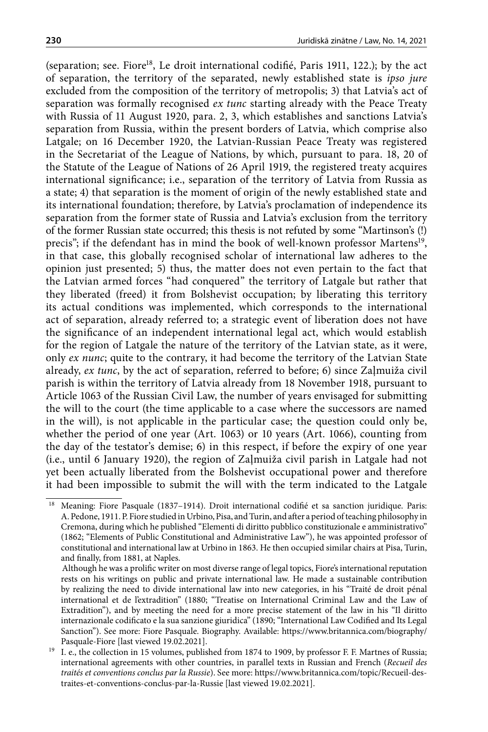(separation; see. Fiore[18], Le droit international codifié, Paris 1911, 122.); by the act of separation, the territory of the separated, newly established state is *ipso jure* excluded from the composition of the territory of metropolis; 3) that Latvia's act of separation was formally recognised *ex tunc* starting already with the Peace Treaty with Russia of 11 August 1920, para. 2, 3, which establishes and sanctions Latvia's separation from Russia, within the present borders of Latvia, which comprise also Latgale; on 16 December 1920, the Latvian-Russian Peace Treaty was registered in the Secretariat of the League of Nations, by which, pursuant to para. 18, 20 of the Statute of the League of Nations of 26 April 1919, the registered treaty acquires international significance; i.e., separation of the territory of Latvia from Russia as a state; 4) that separation is the moment of origin of the newly established state and its international foundation; therefore, by Latvia's proclamation of independence its separation from the former state of Russia and Latvia's exclusion from the territory of the former Russian state occurred; this thesis is not refuted by some "Martinson's (!) precis"; if the defendant has in mind the book of well-known professor Martens[19], in that case, this globally recognised scholar of international law adheres to the opinion just presented; 5) thus, the matter does not even pertain to the fact that the Latvian armed forces "had conquered" the territory of Latgale but rather that they liberated (freed) it from Bolshevist occupation; by liberating this territory its actual conditions was implemented, which corresponds to the international act of separation, already referred to; a strategic event of liberation does not have the significance of an independent international legal act, which would establish for the region of Latgale the nature of the territory of the Latvian state, as it were, only *ex nunc*; quite to the contrary, it had become the territory of the Latvian State already, *ex tunc*, by the act of separation, referred to before; 6) since Zaļmuiža civil parish is within the territory of Latvia already from 18 November 1918, pursuant to Article 1063 of the Russian Civil Law, the number of years envisaged for submitting the will to the court (the time applicable to a case where the successors are named in the will), is not applicable in the particular case; the question could only be, whether the period of one year (Art. 1063) or 10 years (Art. 1066), counting from the day of the testator's demise; 6) in this respect, if before the expiry of one year (i.e., until 6 January 1920), the region of Zaļmuiža civil parish in Latgale had not yet been actually liberated from the Bolshevist occupational power and therefore it had been impossible to submit the will with the term indicated to the Latgale

---

[18] Meaning: Fiore Pasquale (1837–1914). Droit international codifié et sa sanction juridique. Paris: A. Pedone, 1911. P. Fiore studied in Urbino, Pisa, and Turin, and after a period of teaching philosophy in Cremona, during which he published "Elementi di diritto pubblico constituzionale e amministrativo" (1862; "Elements of Public Constitutional and Administrative Law"), he was appointed professor of constitutional and international law at Urbino in 1863. He then occupied similar chairs at Pisa, Turin, and finally, from 1881, at Naples.

Although he was a prolific writer on most diverse range of legal topics, Fiore's international reputation rests on his writings on public and private international law. He made a sustainable contribution by realizing the need to divide international law into new categories, in his "Traité de droit pénal international et de l'extradition" (1880; "Treatise on International Criminal Law and the Law of Extradition"), and by meeting the need for a more precise statement of the law in his "Il diritto internazionale codificato e la sua sanzione giuridica" (1890; "International Law Codified and Its Legal Sanction"). See more: Fiore Pasquale. Biography. Available: https://www.britannica.com/biography/Pasquale-Fiore [last viewed 19.02.2021].

[19] I. e., the collection in 15 volumes, published from 1874 to 1909, by professor F. F. Martnes of Russia; international agreements with other countries, in parallel texts in Russian and French (*Recueil des traités et conventions conclus par la Russie*). See more: https://www.britannica.com/topic/Recueil-des-traites-et-conventions-conclus-par-la-Russie [last viewed 19.02.2021].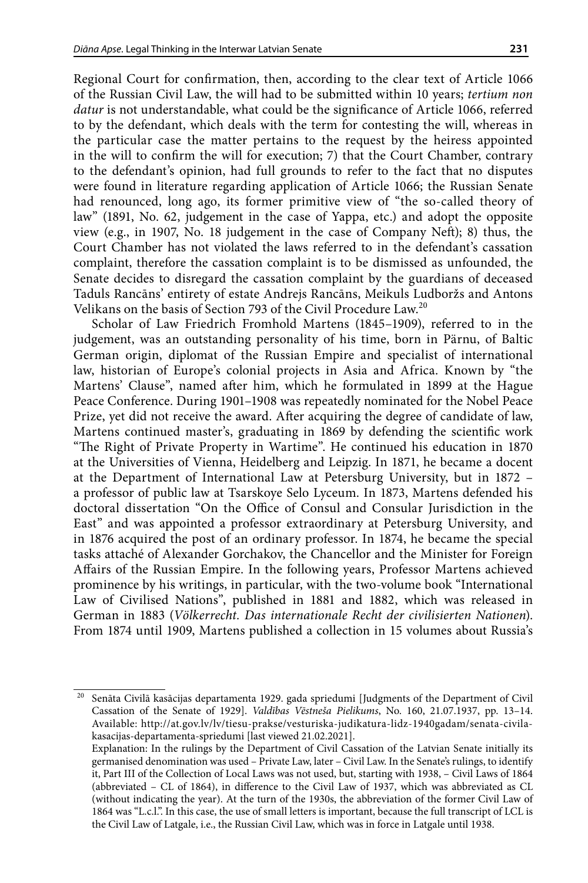Regional Court for confirmation, then, according to the clear text of Article 1066 of the Russian Civil Law, the will had to be submitted within 10 years; *tertium non datur* is not understandable, what could be the significance of Article 1066, referred to by the defendant, which deals with the term for contesting the will, whereas in the particular case the matter pertains to the request by the heiress appointed in the will to confirm the will for execution; 7) that the Court Chamber, contrary to the defendant's opinion, had full grounds to refer to the fact that no disputes were found in literature regarding application of Article 1066; the Russian Senate had renounced, long ago, its former primitive view of "the so-called theory of law" (1891, No. 62, judgement in the case of Yappa, etc.) and adopt the opposite view (e.g., in 1907, No. 18 judgement in the case of Company Neft); 8) thus, the Court Chamber has not violated the laws referred to in the defendant's cassation complaint, therefore the cassation complaint is to be dismissed as unfounded, the Senate decides to disregard the cassation complaint by the guardians of deceased Taduls Rancāns' entirety of estate Andrejs Rancāns, Meikuls Ludboržs and Antons Velikans on the basis of Section 793 of the Civil Procedure Law.[20]

Scholar of Law Friedrich Fromhold Martens (1845–1909), referred to in the judgement, was an outstanding personality of his time, born in Pärnu, of Baltic German origin, diplomat of the Russian Empire and specialist of international law, historian of Europe's colonial projects in Asia and Africa. Known by "the Martens' Clause", named after him, which he formulated in 1899 at the Hague Peace Conference. During 1901–1908 was repeatedly nominated for the Nobel Peace Prize, yet did not receive the award. After acquiring the degree of candidate of law, Martens continued master's, graduating in 1869 by defending the scientific work "The Right of Private Property in Wartime". He continued his education in 1870 at the Universities of Vienna, Heidelberg and Leipzig. In 1871, he became a docent at the Department of International Law at Petersburg University, but in 1872 – a professor of public law at Tsarskoye Selo Lyceum. In 1873, Martens defended his doctoral dissertation "On the Office of Consul and Consular Jurisdiction in the East" and was appointed a professor extraordinary at Petersburg University, and in 1876 acquired the post of an ordinary professor. In 1874, he became the special tasks attaché of Alexander Gorchakov, the Chancellor and the Minister for Foreign Affairs of the Russian Empire. In the following years, Professor Martens achieved prominence by his writings, in particular, with the two-volume book "International Law of Civilised Nations", published in 1881 and 1882, which was released in German in 1883 (*Völkerrecht. Das internationale Recht der civilisierten Nationen*). From 1874 until 1909, Martens published a collection in 15 volumes about Russia's

---

[20] Senāta Civilā kasācijas departamenta 1929. gada spriedumi [Judgments of the Department of Civil Cassation of the Senate of 1929]. *Valdības Vēstneša Pielikums*, No. 160, 21.07.1937, pp. 13–14. Available: http://at.gov.lv/lv/tiesu-prakse/vesturiska-judikatura-lidz-1940gadam/senata-civila-kasacijas-departamenta-spriedumi [last viewed 21.02.2021].

Explanation: In the rulings by the Department of Civil Cassation of the Latvian Senate initially its germanised denomination was used – Private Law, later – Civil Law. In the Senate's rulings, to identify it, Part III of the Collection of Local Laws was not used, but, starting with 1938, – Civil Laws of 1864 (abbreviated – CL of 1864), in difference to the Civil Law of 1937, which was abbreviated as CL (without indicating the year). At the turn of the 1930s, the abbreviation of the former Civil Law of 1864 was "L.c.l.". In this case, the use of small letters is important, because the full transcript of LCL is the Civil Law of Latgale, i.e., the Russian Civil Law, which was in force in Latgale until 1938.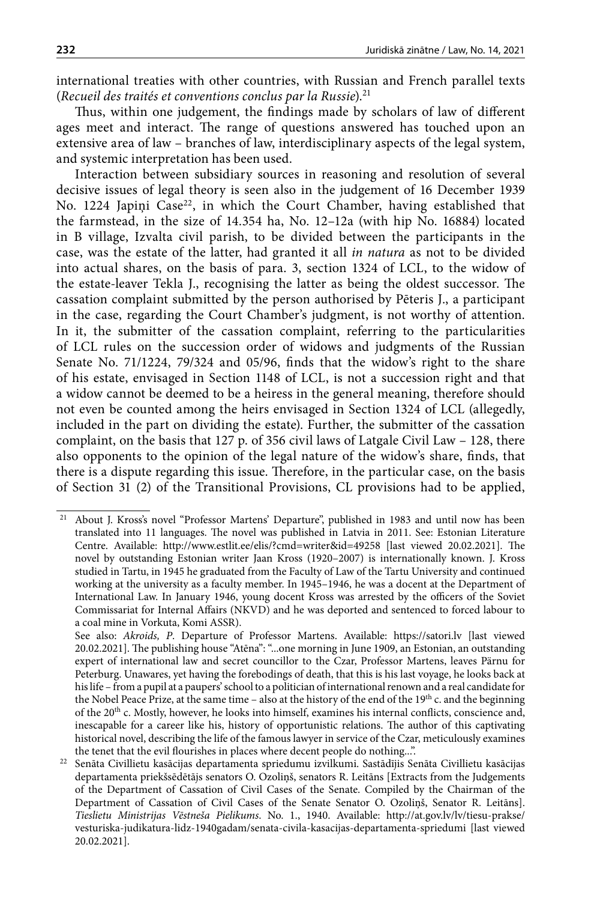international treaties with other countries, with Russian and French parallel texts (*Recueil des traités et conventions conclus par la Russie*).[21]

Thus, within one judgement, the findings made by scholars of law of different ages meet and interact. The range of questions answered has touched upon an extensive area of law – branches of law, interdisciplinary aspects of the legal system, and systemic interpretation has been used.

Interaction between subsidiary sources in reasoning and resolution of several decisive issues of legal theory is seen also in the judgement of 16 December 1939 No. 1224 Japiņi Case[22], in which the Court Chamber, having established that the farmstead, in the size of 14.354 ha, No. 12–12a (with hip No. 16884) located in B village, Izvalta civil parish, to be divided between the participants in the case, was the estate of the latter, had granted it all *in natura* as not to be divided into actual shares, on the basis of para. 3, section 1324 of LCL, to the widow of the estate-leaver Tekla J., recognising the latter as being the oldest successor. The cassation complaint submitted by the person authorised by Pēteris J., a participant in the case, regarding the Court Chamber's judgment, is not worthy of attention. In it, the submitter of the cassation complaint, referring to the particularities of LCL rules on the succession order of widows and judgments of the Russian Senate No. 71/1224, 79/324 and 05/96, finds that the widow's right to the share of his estate, envisaged in Section 1148 of LCL, is not a succession right and that a widow cannot be deemed to be a heiress in the general meaning, therefore should not even be counted among the heirs envisaged in Section 1324 of LCL (allegedly, included in the part on dividing the estate). Further, the submitter of the cassation complaint, on the basis that 127 p. of 356 civil laws of Latgale Civil Law – 128, there also opponents to the opinion of the legal nature of the widow's share, finds, that there is a dispute regarding this issue. Therefore, in the particular case, on the basis of Section 31 (2) of the Transitional Provisions, CL provisions had to be applied,

---

[21] About J. Kross's novel "Professor Martens' Departure", published in 1983 and until now has been translated into 11 languages. The novel was published in Latvia in 2011. See: Estonian Literature Centre. Available: http://www.estlit.ee/elis/?cmd=writer&id=49258 [last viewed 20.02.2021]. The novel by outstanding Estonian writer Jaan Kross (1920–2007) is internationally known. J. Kross studied in Tartu, in 1945 he graduated from the Faculty of Law of the Tartu University and continued working at the university as a faculty member. In 1945–1946, he was a docent at the Department of International Law. In January 1946, young docent Kross was arrested by the officers of the Soviet Commissariat for Internal Affairs (NKVD) and he was deported and sentenced to forced labour to a coal mine in Vorkuta, Komi ASSR).

See also: *Akroids, P*. Departure of Professor Martens. Available: https://satori.lv [last viewed 20.02.2021]. The publishing house "Atēna": "...one morning in June 1909, an Estonian, an outstanding expert of international law and secret councillor to the Czar, Professor Martens, leaves Pärnu for Peterburg. Unawares, yet having the forebodings of death, that this is his last voyage, he looks back at his life – from a pupil at a paupers' school to a politician of international renown and a real candidate for the Nobel Peace Prize, at the same time – also at the history of the end of the 19th c. and the beginning of the 20th c. Mostly, however, he looks into himself, examines his internal conflicts, conscience and, inescapable for a career like his, history of opportunistic relations. The author of this captivating historical novel, describing the life of the famous lawyer in service of the Czar, meticulously examines the tenet that the evil flourishes in places where decent people do nothing...".

[22] Senāta Civillietu kasācijas departamenta spriedumu izvilkumi. Sastādījis Senāta Civillietu kasācijas departamenta priekšsēdētājs senators O. Ozoliņš, senators R. Leitāns [Extracts from the Judgements of the Department of Cassation of Civil Cases of the Senate. Compiled by the Chairman of the Department of Cassation of Civil Cases of the Senate Senator O. Ozoliņš, Senator R. Leitāns]. *Tieslietu Ministrijas Vēstneša Pielikums*. No. 1., 1940. Available: http://at.gov.lv/lv/tiesu-prakse/vesturiska-judikatura-lidz-1940gadam/senata-civila-kasacijas-departamenta-spriedumi [last viewed 20.02.2021].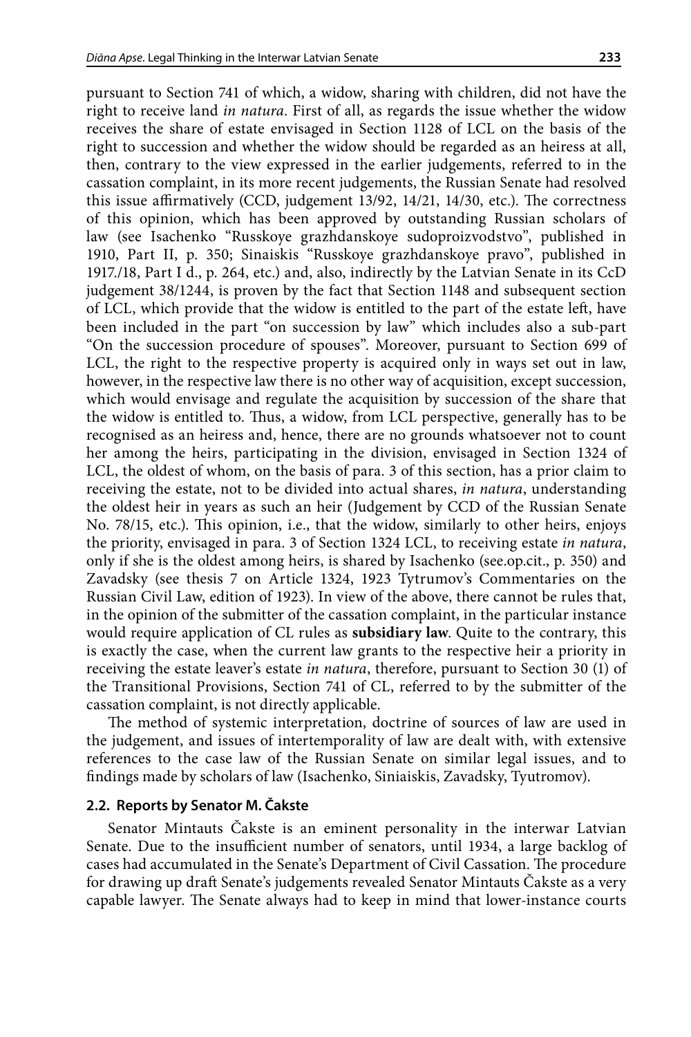pursuant to Section 741 of which, a widow, sharing with children, did not have the right to receive land *in natura*. First of all, as regards the issue whether the widow receives the share of estate envisaged in Section 1128 of LCL on the basis of the right to succession and whether the widow should be regarded as an heiress at all, then, contrary to the view expressed in the earlier judgements, referred to in the cassation complaint, in its more recent judgements, the Russian Senate had resolved this issue affirmatively (CCD, judgement 13/92, 14/21, 14/30, etc.). The correctness of this opinion, which has been approved by outstanding Russian scholars of law (see Isachenko "Russkoye grazhdanskoye sudoproizvodstvo", published in 1910, Part II, p. 350; Sinaiskis "Russkoye grazhdanskoye pravo", published in 1917./18, Part I d., p. 264, etc.) and, also, indirectly by the Latvian Senate in its CcD judgement 38/1244, is proven by the fact that Section 1148 and subsequent section of LCL, which provide that the widow is entitled to the part of the estate left, have been included in the part "on succession by law" which includes also a sub-part "On the succession procedure of spouses". Moreover, pursuant to Section 699 of LCL, the right to the respective property is acquired only in ways set out in law, however, in the respective law there is no other way of acquisition, except succession, which would envisage and regulate the acquisition by succession of the share that the widow is entitled to. Thus, a widow, from LCL perspective, generally has to be recognised as an heiress and, hence, there are no grounds whatsoever not to count her among the heirs, participating in the division, envisaged in Section 1324 of LCL, the oldest of whom, on the basis of para. 3 of this section, has a prior claim to receiving the estate, not to be divided into actual shares, *in natura*, understanding the oldest heir in years as such an heir (Judgement by CCD of the Russian Senate No. 78/15, etc.). This opinion, i.e., that the widow, similarly to other heirs, enjoys the priority, envisaged in para. 3 of Section 1324 LCL, to receiving estate *in natura*, only if she is the oldest among heirs, is shared by Isachenko (see.op.cit., p. 350) and Zavadsky (see thesis 7 on Article 1324, 1923 Tytrumov's Commentaries on the Russian Civil Law, edition of 1923). In view of the above, there cannot be rules that, in the opinion of the submitter of the cassation complaint, in the particular instance would require application of CL rules as **subsidiary law**. Quite to the contrary, this is exactly the case, when the current law grants to the respective heir a priority in receiving the estate leaver's estate *in natura*, therefore, pursuant to Section 30 (1) of the Transitional Provisions, Section 741 of CL, referred to by the submitter of the cassation complaint, is not directly applicable.

The method of systemic interpretation, doctrine of sources of law are used in the judgement, and issues of intertemporality of law are dealt with, with extensive references to the case law of the Russian Senate on similar legal issues, and to findings made by scholars of law (Isachenko, Siniaiskis, Zavadsky, Tyutromov).

### 2.2. Reports by Senator M. Čakste

Senator Mintauts Čakste is an eminent personality in the interwar Latvian Senate. Due to the insufficient number of senators, until 1934, a large backlog of cases had accumulated in the Senate's Department of Civil Cassation. The procedure for drawing up draft Senate's judgements revealed Senator Mintauts Čakste as a very capable lawyer. The Senate always had to keep in mind that lower-instance courts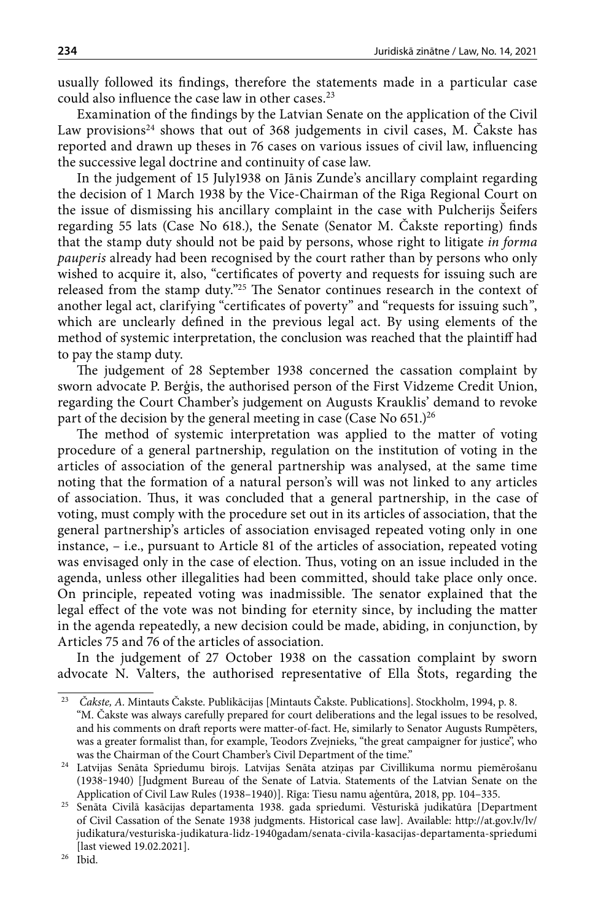usually followed its findings, therefore the statements made in a particular case could also influence the case law in other cases.[23]

Examination of the findings by the Latvian Senate on the application of the Civil Law provisions[24] shows that out of 368 judgements in civil cases, M. Čakste has reported and drawn up theses in 76 cases on various issues of civil law, influencing the successive legal doctrine and continuity of case law.

In the judgement of 15 July1938 on Jānis Zunde's ancillary complaint regarding the decision of 1 March 1938 by the Vice-Chairman of the Riga Regional Court on the issue of dismissing his ancillary complaint in the case with Pulcherijs Šeifers regarding 55 lats (Case No 618.), the Senate (Senator M. Čakste reporting) finds that the stamp duty should not be paid by persons, whose right to litigate *in forma pauperis* already had been recognised by the court rather than by persons who only wished to acquire it, also, "certificates of poverty and requests for issuing such are released from the stamp duty."[25] The Senator continues research in the context of another legal act, clarifying "certificates of poverty" and "requests for issuing such", which are unclearly defined in the previous legal act. By using elements of the method of systemic interpretation, the conclusion was reached that the plaintiff had to pay the stamp duty.

The judgement of 28 September 1938 concerned the cassation complaint by sworn advocate P. Berģis, the authorised person of the First Vidzeme Credit Union, regarding the Court Chamber's judgement on Augusts Krauklis' demand to revoke part of the decision by the general meeting in case (Case No 651.)[26]

The method of systemic interpretation was applied to the matter of voting procedure of a general partnership, regulation on the institution of voting in the articles of association of the general partnership was analysed, at the same time noting that the formation of a natural person's will was not linked to any articles of association. Thus, it was concluded that a general partnership, in the case of voting, must comply with the procedure set out in its articles of association, that the general partnership's articles of association envisaged repeated voting only in one instance, – i.e., pursuant to Article 81 of the articles of association, repeated voting was envisaged only in the case of election. Thus, voting on an issue included in the agenda, unless other illegalities had been committed, should take place only once. On principle, repeated voting was inadmissible. The senator explained that the legal effect of the vote was not binding for eternity since, by including the matter in the agenda repeatedly, a new decision could be made, abiding, in conjunction, by Articles 75 and 76 of the articles of association.

In the judgement of 27 October 1938 on the cassation complaint by sworn advocate N. Valters, the authorised representative of Ella Štots, regarding the

---

[23] *Čakste, A.* Mintauts Čakste. Publikācijas [Mintauts Čakste. Publications]. Stockholm, 1994, p. 8. "M. Čakste was always carefully prepared for court deliberations and the legal issues to be resolved, and his comments on draft reports were matter-of-fact. He, similarly to Senator Augusts Rumpēters, was a greater formalist than, for example, Teodors Zvejnieks, "the great campaigner for justice", who was the Chairman of the Court Chamber's Civil Department of the time."

[24] Latvijas Senāta Spriedumu birojs. Latvijas Senāta atziņas par Civillikuma normu piemērošanu (1938-1940) [Judgment Bureau of the Senate of Latvia. Statements of the Latvian Senate on the Application of Civil Law Rules (1938–1940)]. Rīga: Tiesu namu aģentūra, 2018, pp. 104–335.

[25] Senāta Civilā kasācijas departamenta 1938. gada spriedumi. Vēsturiskā judikatūra [Department of Civil Cassation of the Senate 1938 judgments. Historical case law]. Available: http://at.gov.lv/lv/judikatura/vesturiska-judikatura-lidz-1940gadam/senata-civila-kasacijas-departamenta-spriedumi [last viewed 19.02.2021].

[26] Ibid.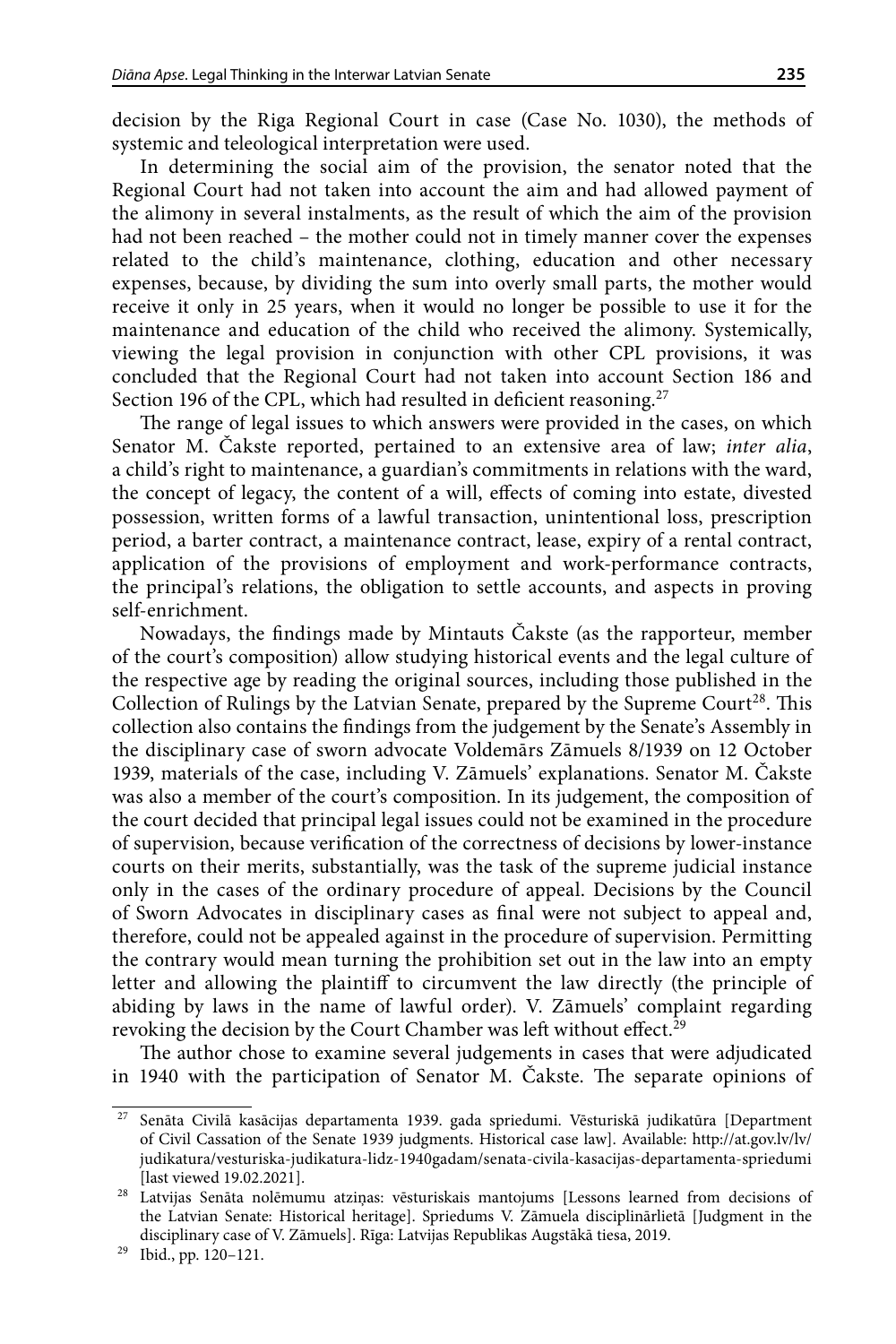decision by the Riga Regional Court in case (Case No. 1030), the methods of systemic and teleological interpretation were used.

In determining the social aim of the provision, the senator noted that the Regional Court had not taken into account the aim and had allowed payment of the alimony in several instalments, as the result of which the aim of the provision had not been reached – the mother could not in timely manner cover the expenses related to the child's maintenance, clothing, education and other necessary expenses, because, by dividing the sum into overly small parts, the mother would receive it only in 25 years, when it would no longer be possible to use it for the maintenance and education of the child who received the alimony. Systemically, viewing the legal provision in conjunction with other CPL provisions, it was concluded that the Regional Court had not taken into account Section 186 and Section 196 of the CPL, which had resulted in deficient reasoning.[27]

The range of legal issues to which answers were provided in the cases, on which Senator M. Čakste reported, pertained to an extensive area of law; *inter alia*, a child's right to maintenance, a guardian's commitments in relations with the ward, the concept of legacy, the content of a will, effects of coming into estate, divested possession, written forms of a lawful transaction, unintentional loss, prescription period, a barter contract, a maintenance contract, lease, expiry of a rental contract, application of the provisions of employment and work-performance contracts, the principal's relations, the obligation to settle accounts, and aspects in proving self-enrichment.

Nowadays, the findings made by Mintauts Čakste (as the rapporteur, member of the court's composition) allow studying historical events and the legal culture of the respective age by reading the original sources, including those published in the Collection of Rulings by the Latvian Senate, prepared by the Supreme Court[28]. This collection also contains the findings from the judgement by the Senate's Assembly in the disciplinary case of sworn advocate Voldemārs Zāmuels 8/1939 on 12 October 1939, materials of the case, including V. Zāmuels' explanations. Senator M. Čakste was also a member of the court's composition. In its judgement, the composition of the court decided that principal legal issues could not be examined in the procedure of supervision, because verification of the correctness of decisions by lower-instance courts on their merits, substantially, was the task of the supreme judicial instance only in the cases of the ordinary procedure of appeal. Decisions by the Council of Sworn Advocates in disciplinary cases as final were not subject to appeal and, therefore, could not be appealed against in the procedure of supervision. Permitting the contrary would mean turning the prohibition set out in the law into an empty letter and allowing the plaintiff to circumvent the law directly (the principle of abiding by laws in the name of lawful order). V. Zāmuels' complaint regarding revoking the decision by the Court Chamber was left without effect.[29]

The author chose to examine several judgements in cases that were adjudicated in 1940 with the participation of Senator M. Čakste. The separate opinions of

---

[27] Senāta Civilā kasācijas departamenta 1939. gada spriedumi. Vēsturiskā judikatūra [Department of Civil Cassation of the Senate 1939 judgments. Historical case law]. Available: http://at.gov.lv/lv/judikatura/vesturiska-judikatura-lidz-1940gadam/senata-civila-kasacijas-departamenta-spriedumi [last viewed 19.02.2021].

[28] Latvijas Senāta nolēmumu atziņas: vēsturiskais mantojums [Lessons learned from decisions of the Latvian Senate: Historical heritage]. Spriedums V. Zāmuela disciplinārlietā [Judgment in the disciplinary case of V. Zāmuels]. Rīga: Latvijas Republikas Augstākā tiesa, 2019.

[29] Ibid., pp. 120–121.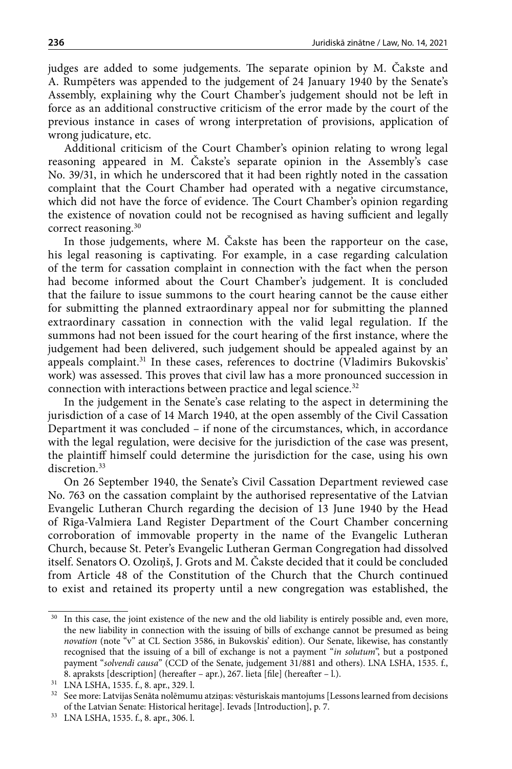judges are added to some judgements. The separate opinion by M. Čakste and A. Rumpēters was appended to the judgement of 24 January 1940 by the Senate's Assembly, explaining why the Court Chamber's judgement should not be left in force as an additional constructive criticism of the error made by the court of the previous instance in cases of wrong interpretation of provisions, application of wrong judicature, etc.

Additional criticism of the Court Chamber's opinion relating to wrong legal reasoning appeared in M. Čakste's separate opinion in the Assembly's case No. 39/31, in which he underscored that it had been rightly noted in the cassation complaint that the Court Chamber had operated with a negative circumstance, which did not have the force of evidence. The Court Chamber's opinion regarding the existence of novation could not be recognised as having sufficient and legally correct reasoning.[30]

In those judgements, where M. Čakste has been the rapporteur on the case, his legal reasoning is captivating. For example, in a case regarding calculation of the term for cassation complaint in connection with the fact when the person had become informed about the Court Chamber's judgement. It is concluded that the failure to issue summons to the court hearing cannot be the cause either for submitting the planned extraordinary appeal nor for submitting the planned extraordinary cassation in connection with the valid legal regulation. If the summons had not been issued for the court hearing of the first instance, where the judgement had been delivered, such judgement should be appealed against by an appeals complaint.[31] In these cases, references to doctrine (Vladimirs Bukovskis' work) was assessed. This proves that civil law has a more pronounced succession in connection with interactions between practice and legal science.[32]

In the judgement in the Senate's case relating to the aspect in determining the jurisdiction of a case of 14 March 1940, at the open assembly of the Civil Cassation Department it was concluded – if none of the circumstances, which, in accordance with the legal regulation, were decisive for the jurisdiction of the case was present, the plaintiff himself could determine the jurisdiction for the case, using his own discretion.[33]

On 26 September 1940, the Senate's Civil Cassation Department reviewed case No. 763 on the cassation complaint by the authorised representative of the Latvian Evangelic Lutheran Church regarding the decision of 13 June 1940 by the Head of Rīga-Valmiera Land Register Department of the Court Chamber concerning corroboration of immovable property in the name of the Evangelic Lutheran Church, because St. Peter's Evangelic Lutheran German Congregation had dissolved itself. Senators O. Ozoliņš, J. Grots and M. Čakste decided that it could be concluded from Article 48 of the Constitution of the Church that the Church continued to exist and retained its property until a new congregation was established, the

---

[30] In this case, the joint existence of the new and the old liability is entirely possible and, even more, the new liability in connection with the issuing of bills of exchange cannot be presumed as being *novation* (note "v" at CL Section 3586, in Bukovskis' edition). Our Senate, likewise, has constantly recognised that the issuing of a bill of exchange is not a payment "*in solutum*", but a postponed payment "*solvendi causa*" (CCD of the Senate, judgement 31/881 and others). LNA LSHA, 1535. f., 8. apraksts [description] (hereafter – apr.), 267. lieta [file] (hereafter – l.).

[31] LNA LSHA, 1535. f., 8. apr., 329. l.

[32] See more: Latvijas Senāta nolēmumu atziņas: vēsturiskais mantojums [Lessons learned from decisions of the Latvian Senate: Historical heritage]. Ievads [Introduction], p. 7.

[33] LNA LSHA, 1535. f., 8. apr., 306. l.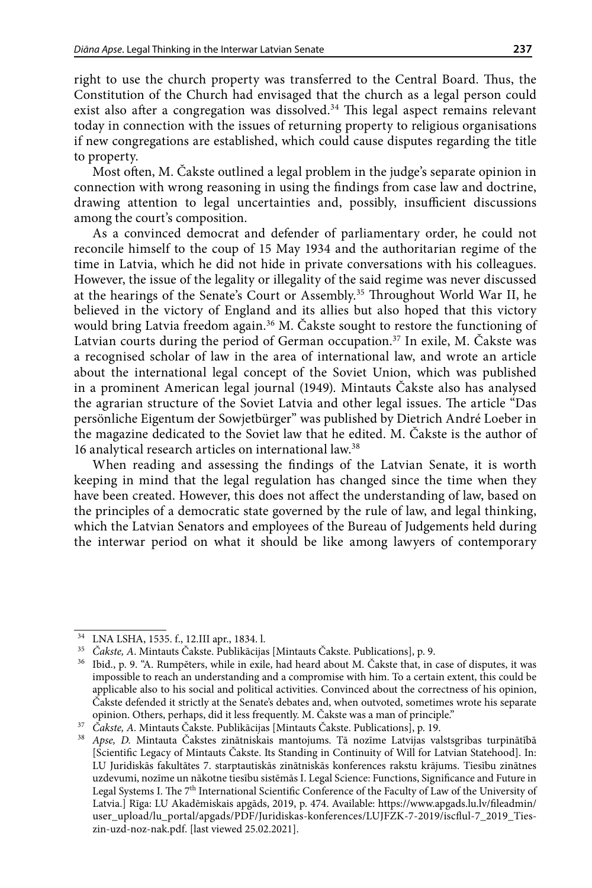right to use the church property was transferred to the Central Board. Thus, the Constitution of the Church had envisaged that the church as a legal person could exist also after a congregation was dissolved.[34] This legal aspect remains relevant today in connection with the issues of returning property to religious organisations if new congregations are established, which could cause disputes regarding the title to property.

Most often, M. Čakste outlined a legal problem in the judge's separate opinion in connection with wrong reasoning in using the findings from case law and doctrine, drawing attention to legal uncertainties and, possibly, insufficient discussions among the court's composition.

As a convinced democrat and defender of parliamentary order, he could not reconcile himself to the coup of 15 May 1934 and the authoritarian regime of the time in Latvia, which he did not hide in private conversations with his colleagues. However, the issue of the legality or illegality of the said regime was never discussed at the hearings of the Senate's Court or Assembly.[35] Throughout World War II, he believed in the victory of England and its allies but also hoped that this victory would bring Latvia freedom again.[36] M. Čakste sought to restore the functioning of Latvian courts during the period of German occupation.[37] In exile, M. Čakste was a recognised scholar of law in the area of international law, and wrote an article about the international legal concept of the Soviet Union, which was published in a prominent American legal journal (1949). Mintauts Čakste also has analysed the agrarian structure of the Soviet Latvia and other legal issues. The article "Das persönliche Eigentum der Sowjetbürger" was published by Dietrich André Loeber in the magazine dedicated to the Soviet law that he edited. M. Čakste is the author of 16 analytical research articles on international law.[38]

When reading and assessing the findings of the Latvian Senate, it is worth keeping in mind that the legal regulation has changed since the time when they have been created. However, this does not affect the understanding of law, based on the principles of a democratic state governed by the rule of law, and legal thinking, which the Latvian Senators and employees of the Bureau of Judgements held during the interwar period on what it should be like among lawyers of contemporary

---

[34] LNA LSHA, 1535. f., 12.III apr., 1834. l.

[35] *Čakste, A*. Mintauts Čakste. Publikācijas [Mintauts Čakste. Publications], p. 9.

[36] Ibid., p. 9. "A. Rumpēters, while in exile, had heard about M. Čakste that, in case of disputes, it was impossible to reach an understanding and a compromise with him. To a certain extent, this could be applicable also to his social and political activities. Convinced about the correctness of his opinion, Čakste defended it strictly at the Senate's debates and, when outvoted, sometimes wrote his separate opinion. Others, perhaps, did it less frequently. M. Čakste was a man of principle."

[37] *Čakste, A*. Mintauts Čakste. Publikācijas [Mintauts Čakste. Publications], p. 19.

[38] *Apse, D.* Mintauta Čakstes zinātniskais mantojums. Tā nozīme Latvijas valstsgribas turpinātībā [Scientific Legacy of Mintauts Čakste. Its Standing in Continuity of Will for Latvian Statehood]. In: LU Juridiskās fakultātes 7. starptautiskās zinātniskās konferences rakstu krājums. Tiesību zinātnes uzdevumi, nozīme un nākotne tiesību sistēmās I. Legal Science: Functions, Significance and Future in Legal Systems I. The 7th International Scientific Conference of the Faculty of Law of the University of Latvia.] Rīga: LU Akadēmiskais apgāds, 2019, p. 474. Available: https://www.apgads.lu.lv/fileadmin/user_upload/lu_portal/apgads/PDF/Juridiskas-konferences/LUJFZK-7-2019/iscflul-7_2019_Tieszin-uzd-noz-nak.pdf. [last viewed 25.02.2021].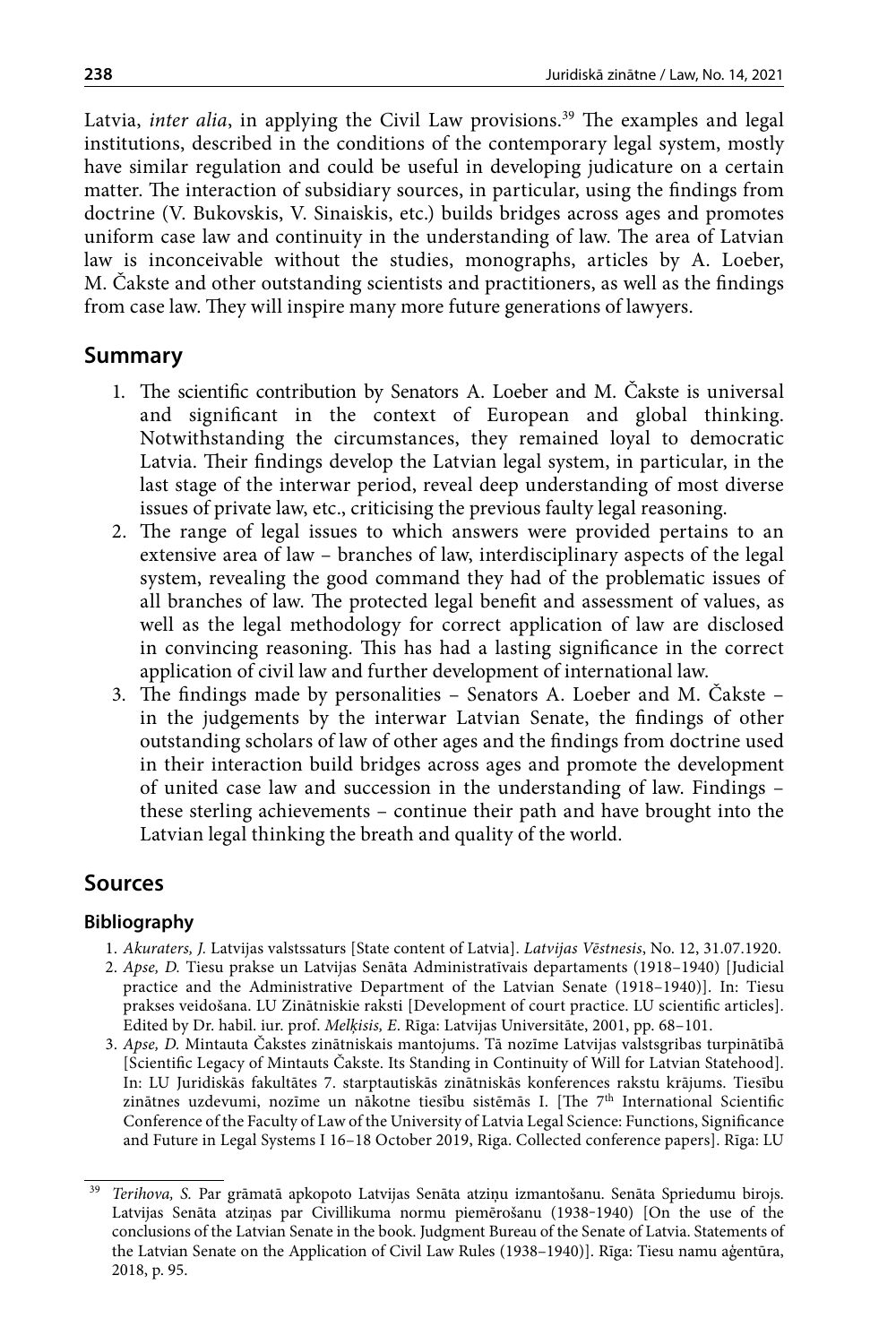Latvia, *inter alia*, in applying the Civil Law provisions.[39] The examples and legal institutions, described in the conditions of the contemporary legal system, mostly have similar regulation and could be useful in developing judicature on a certain matter. The interaction of subsidiary sources, in particular, using the findings from doctrine (V. Bukovskis, V. Sinaiskis, etc.) builds bridges across ages and promotes uniform case law and continuity in the understanding of law. The area of Latvian law is inconceivable without the studies, monographs, articles by A. Loeber, M. Čakste and other outstanding scientists and practitioners, as well as the findings from case law. They will inspire many more future generations of lawyers.

## Summary

1. The scientific contribution by Senators A. Loeber and M. Čakste is universal and significant in the context of European and global thinking. Notwithstanding the circumstances, they remained loyal to democratic Latvia. Their findings develop the Latvian legal system, in particular, in the last stage of the interwar period, reveal deep understanding of most diverse issues of private law, etc., criticising the previous faulty legal reasoning.
2. The range of legal issues to which answers were provided pertains to an extensive area of law – branches of law, interdisciplinary aspects of the legal system, revealing the good command they had of the problematic issues of all branches of law. The protected legal benefit and assessment of values, as well as the legal methodology for correct application of law are disclosed in convincing reasoning. This has had a lasting significance in the correct application of civil law and further development of international law.
3. The findings made by personalities – Senators A. Loeber and M. Čakste – in the judgements by the interwar Latvian Senate, the findings of other outstanding scholars of law of other ages and the findings from doctrine used in their interaction build bridges across ages and promote the development of united case law and succession in the understanding of law. Findings – these sterling achievements – continue their path and have brought into the Latvian legal thinking the breath and quality of the world.

## Sources

### Bibliography

1. *Akuraters, J.* Latvijas valstssaturs [State content of Latvia]. *Latvijas Vēstnesis*, No. 12, 31.07.1920.
2. *Apse, D.* Tiesu prakse un Latvijas Senāta Administratīvais departaments (1918–1940) [Judicial practice and the Administrative Department of the Latvian Senate (1918–1940)]. In: Tiesu prakses veidošana. LU Zinātniskie raksti [Development of court practice. LU scientific articles]. Edited by Dr. habil. iur. prof. *Melķisis, E*. Rīga: Latvijas Universitāte, 2001, pp. 68–101.
3. *Apse, D.* Mintauta Čakstes zinātniskais mantojums. Tā nozīme Latvijas valstsgribas turpinātībā [Scientific Legacy of Mintauts Čakste. Its Standing in Continuity of Will for Latvian Statehood]. In: LU Juridiskās fakultātes 7. starptautiskās zinātniskās konferences rakstu krājums. Tiesību zinātnes uzdevumi, nozīme un nākotne tiesību sistēmās I. [The 7th International Scientific Conference of the Faculty of Law of the University of Latvia Legal Science: Functions, Significance and Future in Legal Systems I 16–18 October 2019, Riga. Collected conference papers]. Rīga: LU

---

[39] *Terihova, S.* Par grāmatā apkopoto Latvijas Senāta atziņu izmantošanu. Senāta Spriedumu birojs. Latvijas Senāta atziņas par Civillikuma normu piemērošanu (1938-1940) [On the use of the conclusions of the Latvian Senate in the book. Judgment Bureau of the Senate of Latvia. Statements of the Latvian Senate on the Application of Civil Law Rules (1938–1940)]. Rīga: Tiesu namu aģentūra, 2018, p. 95.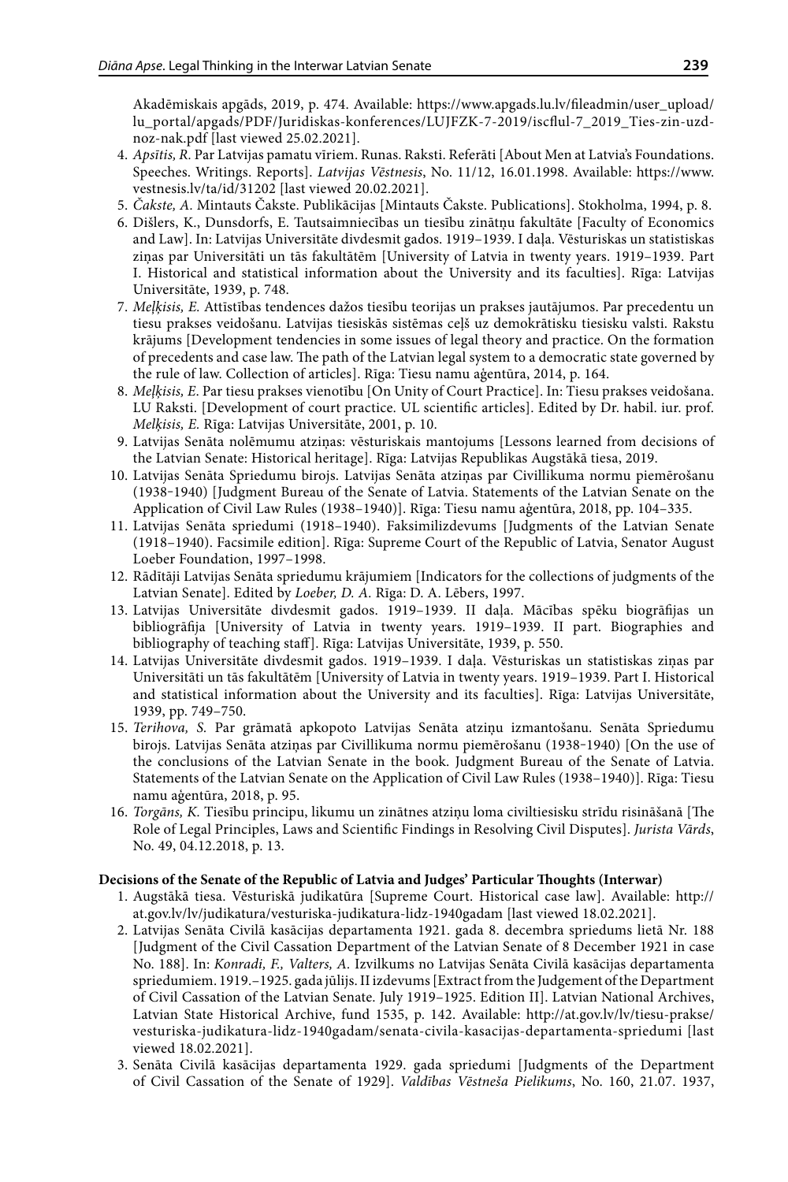Akadēmiskais apgāds, 2019, p. 474. Available: https://www.apgads.lu.lv/fileadmin/user_upload/lu_portal/apgads/PDF/Juridiskas-konferences/LUJFZK-7-2019/iscflul-7_2019_Ties-zin-uzd-noz-nak.pdf [last viewed 25.02.2021].

4. *Apsītis, R.* Par Latvijas pamatu vīriem. Runas. Raksti. Referāti [About Men at Latvia's Foundations. Speeches. Writings. Reports]. *Latvijas Vēstnesis*, No. 11/12, 16.01.1998. Available: https://www.vestnesis.lv/ta/id/31202 [last viewed 20.02.2021].
5. *Čakste, A.* Mintauts Čakste. Publikācijas [Mintauts Čakste. Publications]. Stokholma, 1994, p. 8.
6. Dišlers, K., Dunsdorfs, E. Tautsaimniecības un tiesību zinātņu fakultāte [Faculty of Economics and Law]. In: Latvijas Universitāte divdesmit gados. 1919–1939. I daļa. Vēsturiskas un statistiskas ziņas par Universitāti un tās fakultātēm [University of Latvia in twenty years. 1919–1939. Part I. Historical and statistical information about the University and its faculties]. Rīga: Latvijas Universitāte, 1939, p. 748.
7. *Meļķisis, E.* Attīstības tendences dažos tiesību teorijas un prakses jautājumos. Par precedentu un tiesu prakses veidošanu. Latvijas tiesiskās sistēmas ceļš uz demokrātisku tiesisku valsti. Rakstu krājums [Development tendencies in some issues of legal theory and practice. On the formation of precedents and case law. The path of the Latvian legal system to a democratic state governed by the rule of law. Collection of articles]. Rīga: Tiesu namu aģentūra, 2014, p. 164.
8. *Meļķisis, E.* Par tiesu prakses vienotību [On Unity of Court Practice]. In: Tiesu prakses veidošana. LU Raksti. [Development of court practice. UL scientific articles]. Edited by Dr. habil. iur. prof. *Melķisis, E.* Rīga: Latvijas Universitāte, 2001, p. 10.
9. Latvijas Senāta nolēmumu atziņas: vēsturiskais mantojums [Lessons learned from decisions of the Latvian Senate: Historical heritage]. Rīga: Latvijas Republikas Augstākā tiesa, 2019.
10. Latvijas Senāta Spriedumu birojs. Latvijas Senāta atziņas par Civillikuma normu piemērošanu (1938-1940) [Judgment Bureau of the Senate of Latvia. Statements of the Latvian Senate on the Application of Civil Law Rules (1938–1940)]. Rīga: Tiesu namu aģentūra, 2018, pp. 104–335.
11. Latvijas Senāta spriedumi (1918–1940). Faksimilizdevums [Judgments of the Latvian Senate (1918–1940). Facsimile edition]. Rīga: Supreme Court of the Republic of Latvia, Senator August Loeber Foundation, 1997–1998.
12. Rādītāji Latvijas Senāta spriedumu krājumiem [Indicators for the collections of judgments of the Latvian Senate]. Edited by *Loeber, D. A.* Rīga: D. A. Lēbers, 1997.
13. Latvijas Universitāte divdesmit gados. 1919–1939. II daļa. Mācības spēku biogrāfijas un bibliogrāfija [University of Latvia in twenty years. 1919–1939. II part. Biographies and bibliography of teaching staff]. Rīga: Latvijas Universitāte, 1939, p. 550.
14. Latvijas Universitāte divdesmit gados. 1919–1939. I daļa. Vēsturiskas un statistiskas ziņas par Universitāti un tās fakultātēm [University of Latvia in twenty years. 1919–1939. Part I. Historical and statistical information about the University and its faculties]. Rīga: Latvijas Universitāte, 1939, pp. 749–750.
15. *Terihova, S.* Par grāmatā apkopoto Latvijas Senāta atziņu izmantošanu. Senāta Spriedumu birojs. Latvijas Senāta atziņas par Civillikuma normu piemērošanu (1938-1940) [On the use of the conclusions of the Latvian Senate in the book. Judgment Bureau of the Senate of Latvia. Statements of the Latvian Senate on the Application of Civil Law Rules (1938–1940)]. Rīga: Tiesu namu aģentūra, 2018, p. 95.
16. *Torgāns, K.* Tiesību principu, likumu un zinātnes atziņu loma civiltiesisku strīdu risināšanā [The Role of Legal Principles, Laws and Scientific Findings in Resolving Civil Disputes]. *Jurista Vārds*, No. 49, 04.12.2018, p. 13.

**Decisions of the Senate of the Republic of Latvia and Judges' Particular Thoughts (Interwar)**

1. Augstākā tiesa. Vēsturiskā judikatūra [Supreme Court. Historical case law]. Available: http://at.gov.lv/lv/judikatura/vesturiska-judikatura-lidz-1940gadam [last viewed 18.02.2021].
2. Latvijas Senāta Civilā kasācijas departamenta 1921. gada 8. decembra spriedums lietā Nr. 188 [Judgment of the Civil Cassation Department of the Latvian Senate of 8 December 1921 in case No. 188]. In: *Konradi, F., Valters, A.* Izvilkums no Latvijas Senāta Civilā kasācijas departamenta spriedumiem. 1919.–1925. gada jūlijs. II izdevums [Extract from the Judgement of the Department of Civil Cassation of the Latvian Senate. July 1919–1925. Edition II]. Latvian National Archives, Latvian State Historical Archive, fund 1535, p. 142. Available: http://at.gov.lv/lv/tiesu-prakse/vesturiska-judikatura-lidz-1940gadam/senata-civila-kasacijas-departamenta-spriedumi [last viewed 18.02.2021].
3. Senāta Civilā kasācijas departamenta 1929. gada spriedumi [Judgments of the Department of Civil Cassation of the Senate of 1929]. *Valdības Vēstneša Pielikums*, No. 160, 21.07. 1937,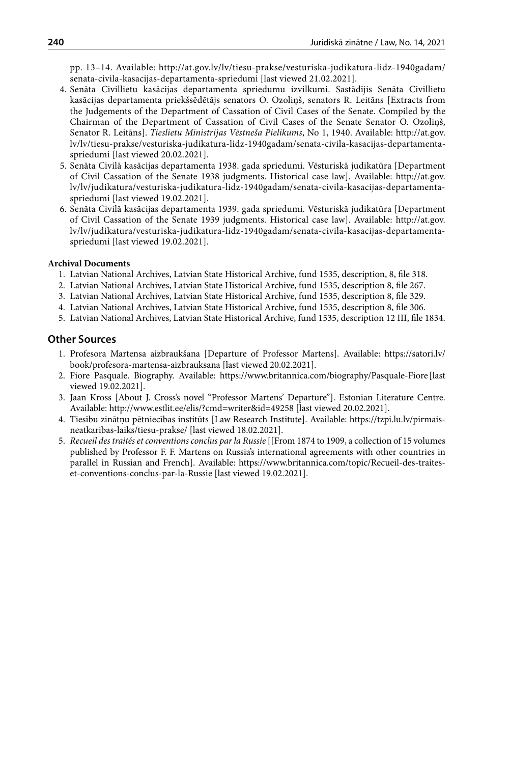pp. 13–14. Available: http://at.gov.lv/lv/tiesu-prakse/vesturiska-judikatura-lidz-1940gadam/senata-civila-kasacijas-departamenta-spriedumi [last viewed 21.02.2021].

4. Senāta Civillietu kasācijas departamenta spriedumu izvilkumi. Sastādījis Senāta Civillietu kasācijas departamenta priekšsēdētājs senators O. Ozoliņš, senators R. Leitāns [Extracts from the Judgements of the Department of Cassation of Civil Cases of the Senate. Compiled by the Chairman of the Department of Cassation of Civil Cases of the Senate Senator O. Ozoliņš, Senator R. Leitāns]. *Tieslietu Ministrijas Vēstneša Pielikums*, No 1, 1940. Available: http://at.gov.lv/lv/tiesu-prakse/vesturiska-judikatura-lidz-1940gadam/senata-civila-kasacijas-departamenta-spriedumi [last viewed 20.02.2021].
5. Senāta Civilā kasācijas departamenta 1938. gada spriedumi. Vēsturiskā judikatūra [Department of Civil Cassation of the Senate 1938 judgments. Historical case law]. Available: http://at.gov.lv/lv/judikatura/vesturiska-judikatura-lidz-1940gadam/senata-civila-kasacijas-departamenta-spriedumi [last viewed 19.02.2021].
6. Senāta Civilā kasācijas departamenta 1939. gada spriedumi. Vēsturiskā judikatūra [Department of Civil Cassation of the Senate 1939 judgments. Historical case law]. Available: http://at.gov.lv/lv/judikatura/vesturiska-judikatura-lidz-1940gadam/senata-civila-kasacijas-departamenta-spriedumi [last viewed 19.02.2021].

**Archival Documents**

1. Latvian National Archives, Latvian State Historical Archive, fund 1535, description, 8, file 318.
2. Latvian National Archives, Latvian State Historical Archive, fund 1535, description 8, file 267.
3. Latvian National Archives, Latvian State Historical Archive, fund 1535, description 8, file 329.
4. Latvian National Archives, Latvian State Historical Archive, fund 1535, description 8, file 306.
5. Latvian National Archives, Latvian State Historical Archive, fund 1535, description 12 III, file 1834.

## Other Sources

1. Profesora Martensa aizbraukšana [Departure of Professor Martens]. Available: https://satori.lv/book/profesora-martensa-aizbrauksana [last viewed 20.02.2021].
2. Fiore Pasquale. Biography. Available: https://www.britannica.com/biography/Pasquale-Fiore [last viewed 19.02.2021].
3. Jaan Kross [About J. Cross's novel "Professor Martens' Departure"]. Estonian Literature Centre. Available: http://www.estlit.ee/elis/?cmd=writer&id=49258 [last viewed 20.02.2021].
4. Tiesību zinātņu pētniecības institūts [Law Research Institute]. Available: https://tzpi.lu.lv/pirmais-neatkaribas-laiks/tiesu-prakse/ [last viewed 18.02.2021].
5. *Recueil des traités et conventions conclus par la Russie* [[From 1874 to 1909, a collection of 15 volumes published by Professor F. F. Martens on Russia's international agreements with other countries in parallel in Russian and French]. Available: https://www.britannica.com/topic/Recueil-des-traites-et-conventions-conclus-par-la-Russie [last viewed 19.02.2021].